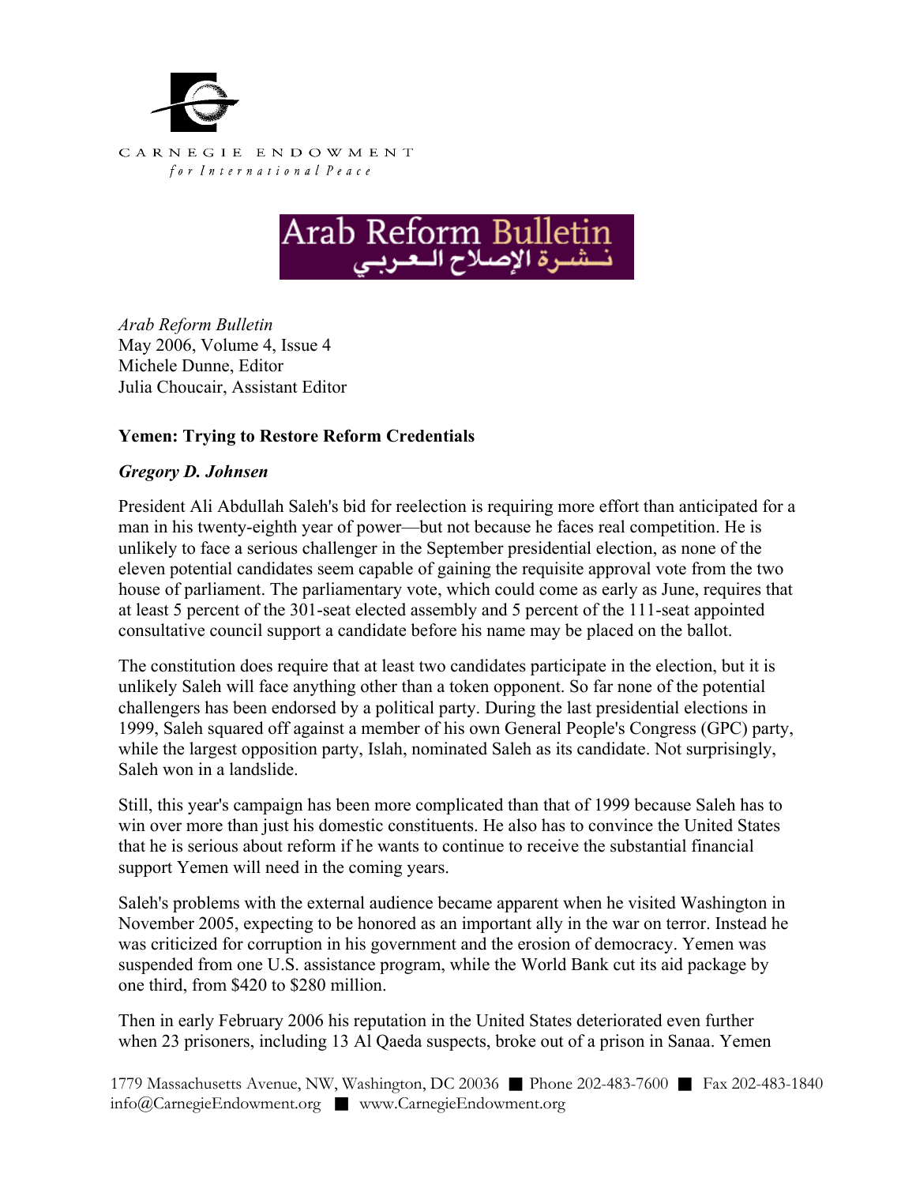CARNEGIE ENDOWMENT
*for International Peace*

Arab Reform Bulletin
نشرة الإصلاح العربي

*Arab Reform Bulletin*
May 2006, Volume 4, Issue 4
Michele Dunne, Editor
Julia Choucair, Assistant Editor

**Yemen: Trying to Restore Reform Credentials**

***Gregory D. Johnsen***

President Ali Abdullah Saleh's bid for reelection is requiring more effort than anticipated for a man in his twenty-eighth year of power—but not because he faces real competition. He is unlikely to face a serious challenger in the September presidential election, as none of the eleven potential candidates seem capable of gaining the requisite approval vote from the two house of parliament. The parliamentary vote, which could come as early as June, requires that at least 5 percent of the 301-seat elected assembly and 5 percent of the 111-seat appointed consultative council support a candidate before his name may be placed on the ballot.

The constitution does require that at least two candidates participate in the election, but it is unlikely Saleh will face anything other than a token opponent. So far none of the potential challengers has been endorsed by a political party. During the last presidential elections in 1999, Saleh squared off against a member of his own General People's Congress (GPC) party, while the largest opposition party, Islah, nominated Saleh as its candidate. Not surprisingly, Saleh won in a landslide.

Still, this year's campaign has been more complicated than that of 1999 because Saleh has to win over more than just his domestic constituents. He also has to convince the United States that he is serious about reform if he wants to continue to receive the substantial financial support Yemen will need in the coming years.

Saleh's problems with the external audience became apparent when he visited Washington in November 2005, expecting to be honored as an important ally in the war on terror. Instead he was criticized for corruption in his government and the erosion of democracy. Yemen was suspended from one U.S. assistance program, while the World Bank cut its aid package by one third, from $420 to $280 million.

Then in early February 2006 his reputation in the United States deteriorated even further when 23 prisoners, including 13 Al Qaeda suspects, broke out of a prison in Sanaa. Yemen

1779 Massachusetts Avenue, NW, Washington, DC 20036 ■ Phone 202-483-7600 ■ Fax 202-483-1840
info@CarnegieEndowment.org ■ www.CarnegieEndowment.org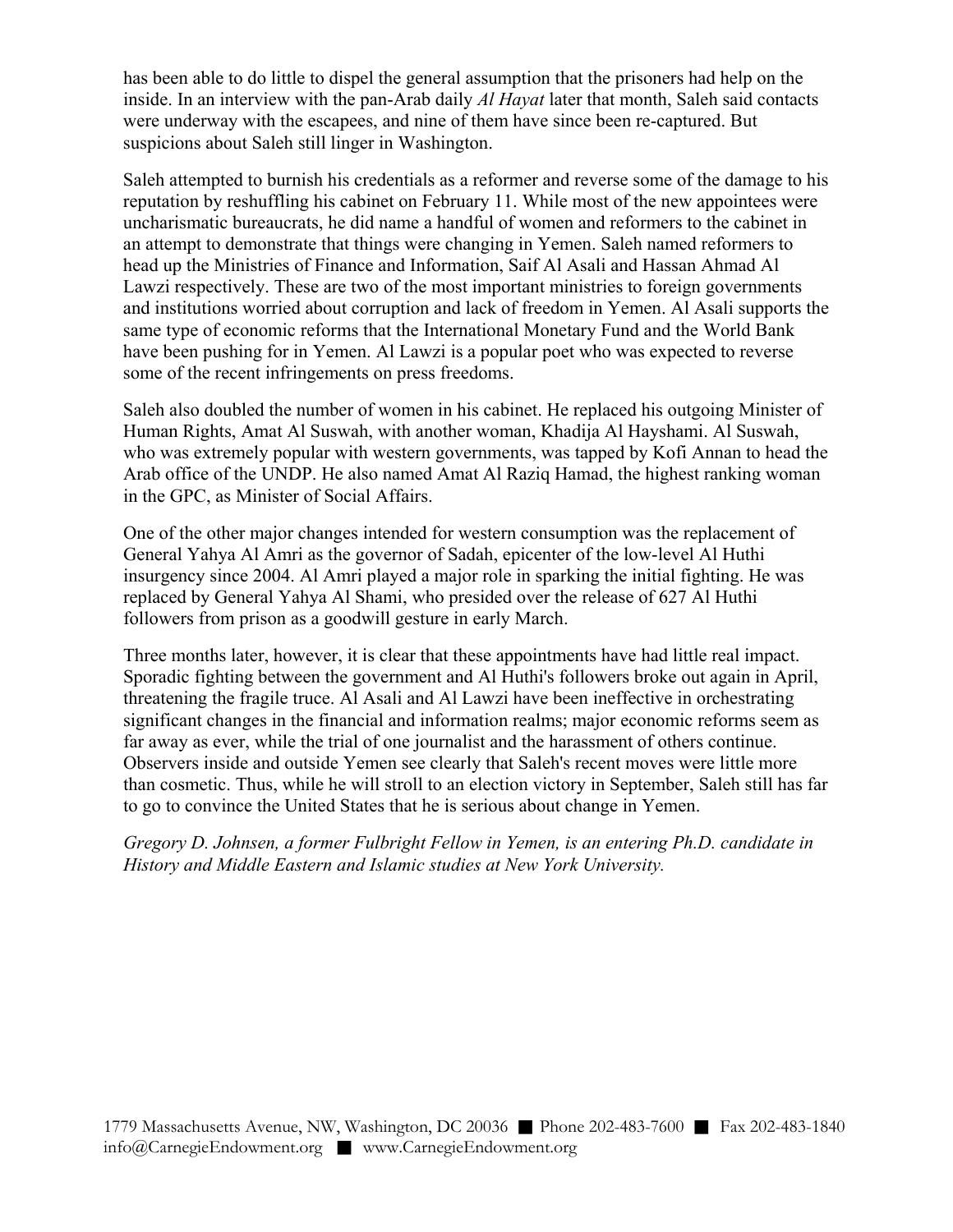has been able to do little to dispel the general assumption that the prisoners had help on the inside. In an interview with the pan-Arab daily *Al Hayat* later that month, Saleh said contacts were underway with the escapees, and nine of them have since been re-captured. But suspicions about Saleh still linger in Washington.

Saleh attempted to burnish his credentials as a reformer and reverse some of the damage to his reputation by reshuffling his cabinet on February 11. While most of the new appointees were uncharismatic bureaucrats, he did name a handful of women and reformers to the cabinet in an attempt to demonstrate that things were changing in Yemen. Saleh named reformers to head up the Ministries of Finance and Information, Saif Al Asali and Hassan Ahmad Al Lawzi respectively. These are two of the most important ministries to foreign governments and institutions worried about corruption and lack of freedom in Yemen. Al Asali supports the same type of economic reforms that the International Monetary Fund and the World Bank have been pushing for in Yemen. Al Lawzi is a popular poet who was expected to reverse some of the recent infringements on press freedoms.

Saleh also doubled the number of women in his cabinet. He replaced his outgoing Minister of Human Rights, Amat Al Suswah, with another woman, Khadija Al Hayshami. Al Suswah, who was extremely popular with western governments, was tapped by Kofi Annan to head the Arab office of the UNDP. He also named Amat Al Raziq Hamad, the highest ranking woman in the GPC, as Minister of Social Affairs.

One of the other major changes intended for western consumption was the replacement of General Yahya Al Amri as the governor of Sadah, epicenter of the low-level Al Huthi insurgency since 2004. Al Amri played a major role in sparking the initial fighting. He was replaced by General Yahya Al Shami, who presided over the release of 627 Al Huthi followers from prison as a goodwill gesture in early March.

Three months later, however, it is clear that these appointments have had little real impact. Sporadic fighting between the government and Al Huthi's followers broke out again in April, threatening the fragile truce. Al Asali and Al Lawzi have been ineffective in orchestrating significant changes in the financial and information realms; major economic reforms seem as far away as ever, while the trial of one journalist and the harassment of others continue. Observers inside and outside Yemen see clearly that Saleh's recent moves were little more than cosmetic. Thus, while he will stroll to an election victory in September, Saleh still has far to go to convince the United States that he is serious about change in Yemen.

*Gregory D. Johnsen, a former Fulbright Fellow in Yemen, is an entering Ph.D. candidate in History and Middle Eastern and Islamic studies at New York University.*

1779 Massachusetts Avenue, NW, Washington, DC 20036 ■ Phone 202-483-7600 ■ Fax 202-483-1840
info@CarnegieEndowment.org ■ www.CarnegieEndowment.org